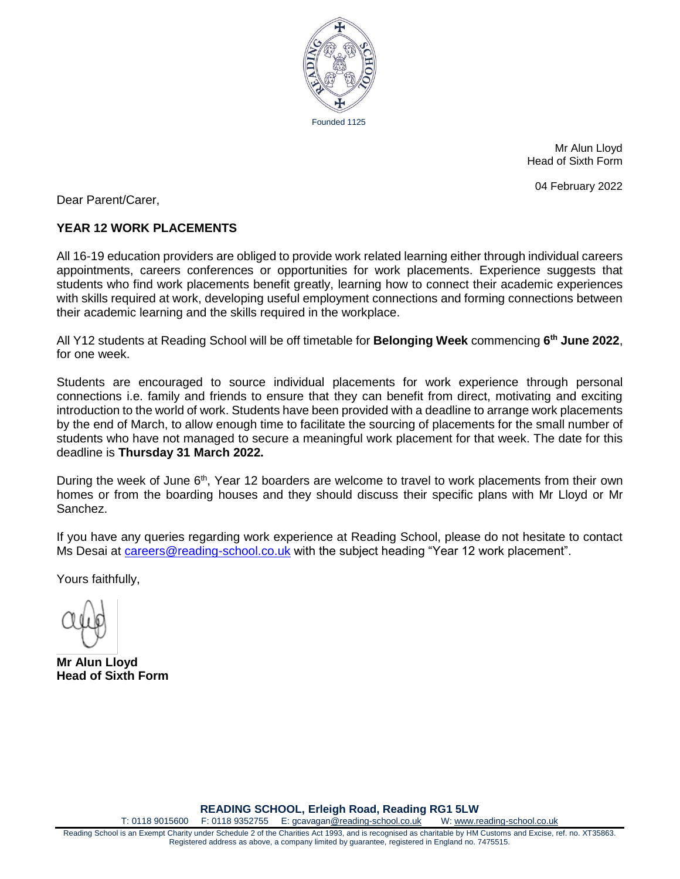Founded 1125

Mr Alun Lloyd
Head of Sixth Form

04 February 2022

Dear Parent/Carer,

**YEAR 12 WORK PLACEMENTS**

All 16-19 education providers are obliged to provide work related learning either through individual careers appointments, careers conferences or opportunities for work placements. Experience suggests that students who find work placements benefit greatly, learning how to connect their academic experiences with skills required at work, developing useful employment connections and forming connections between their academic learning and the skills required in the workplace.

All Y12 students at Reading School will be off timetable for **Belonging Week** commencing **6th June 2022**, for one week.

Students are encouraged to source individual placements for work experience through personal connections i.e. family and friends to ensure that they can benefit from direct, motivating and exciting introduction to the world of work. Students have been provided with a deadline to arrange work placements by the end of March, to allow enough time to facilitate the sourcing of placements for the small number of students who have not managed to secure a meaningful work placement for that week. The date for this deadline is **Thursday 31 March 2022.**

During the week of June 6th, Year 12 boarders are welcome to travel to work placements from their own homes or from the boarding houses and they should discuss their specific plans with Mr Lloyd or Mr Sanchez.

If you have any queries regarding work experience at Reading School, please do not hesitate to contact Ms Desai at careers@reading-school.co.uk with the subject heading "Year 12 work placement".

Yours faithfully,

**Mr Alun Lloyd**
**Head of Sixth Form**

**READING SCHOOL, Erleigh Road, Reading RG1 5LW**
T: 0118 9015600 F: 0118 9352755 E: gcavagan@reading-school.co.uk W: www.reading-school.co.uk

Reading School is an Exempt Charity under Schedule 2 of the Charities Act 1993, and is recognised as charitable by HM Customs and Excise, ref. no. XT35863. Registered address as above, a company limited by guarantee, registered in England no. 7475515.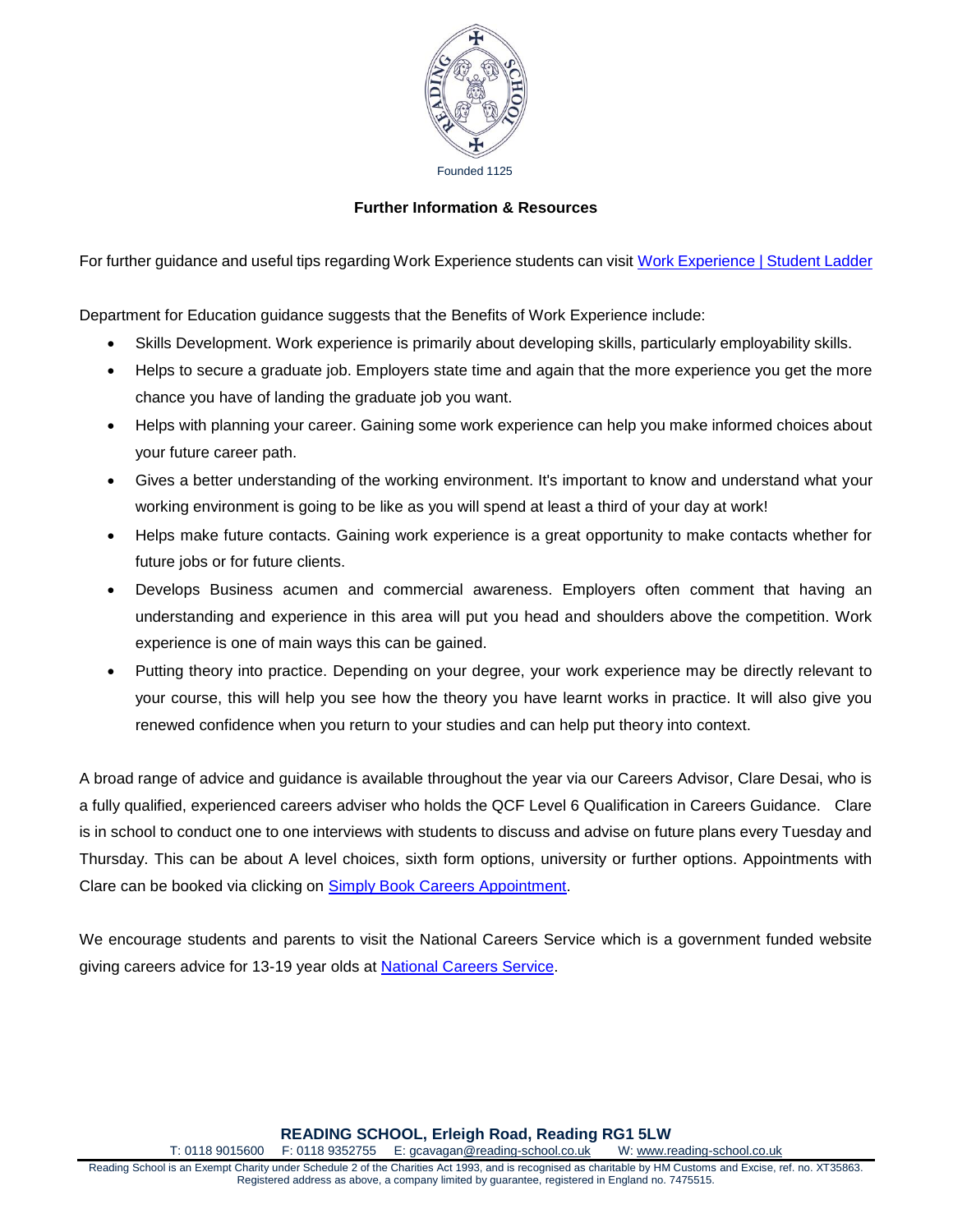Founded 1125

**Further Information & Resources**

For further guidance and useful tips regarding Work Experience students can visit Work Experience | Student Ladder

Department for Education guidance suggests that the Benefits of Work Experience include:

- Skills Development. Work experience is primarily about developing skills, particularly employability skills.
- Helps to secure a graduate job. Employers state time and again that the more experience you get the more chance you have of landing the graduate job you want.
- Helps with planning your career. Gaining some work experience can help you make informed choices about your future career path.
- Gives a better understanding of the working environment. It's important to know and understand what your working environment is going to be like as you will spend at least a third of your day at work!
- Helps make future contacts. Gaining work experience is a great opportunity to make contacts whether for future jobs or for future clients.
- Develops Business acumen and commercial awareness. Employers often comment that having an understanding and experience in this area will put you head and shoulders above the competition. Work experience is one of main ways this can be gained.
- Putting theory into practice. Depending on your degree, your work experience may be directly relevant to your course, this will help you see how the theory you have learnt works in practice. It will also give you renewed confidence when you return to your studies and can help put theory into context.

A broad range of advice and guidance is available throughout the year via our Careers Advisor, Clare Desai, who is a fully qualified, experienced careers adviser who holds the QCF Level 6 Qualification in Careers Guidance. Clare is in school to conduct one to one interviews with students to discuss and advise on future plans every Tuesday and Thursday. This can be about A level choices, sixth form options, university or further options. Appointments with Clare can be booked via clicking on Simply Book Careers Appointment.

We encourage students and parents to visit the National Careers Service which is a government funded website giving careers advice for 13-19 year olds at National Careers Service.

**READING SCHOOL, Erleigh Road, Reading RG1 5LW**

T: 0118 9015600 F: 0118 9352755 E: gcavagan@reading-school.co.uk W: www.reading-school.co.uk

Reading School is an Exempt Charity under Schedule 2 of the Charities Act 1993, and is recognised as charitable by HM Customs and Excise, ref. no. XT35863. Registered address as above, a company limited by guarantee, registered in England no. 7475515.